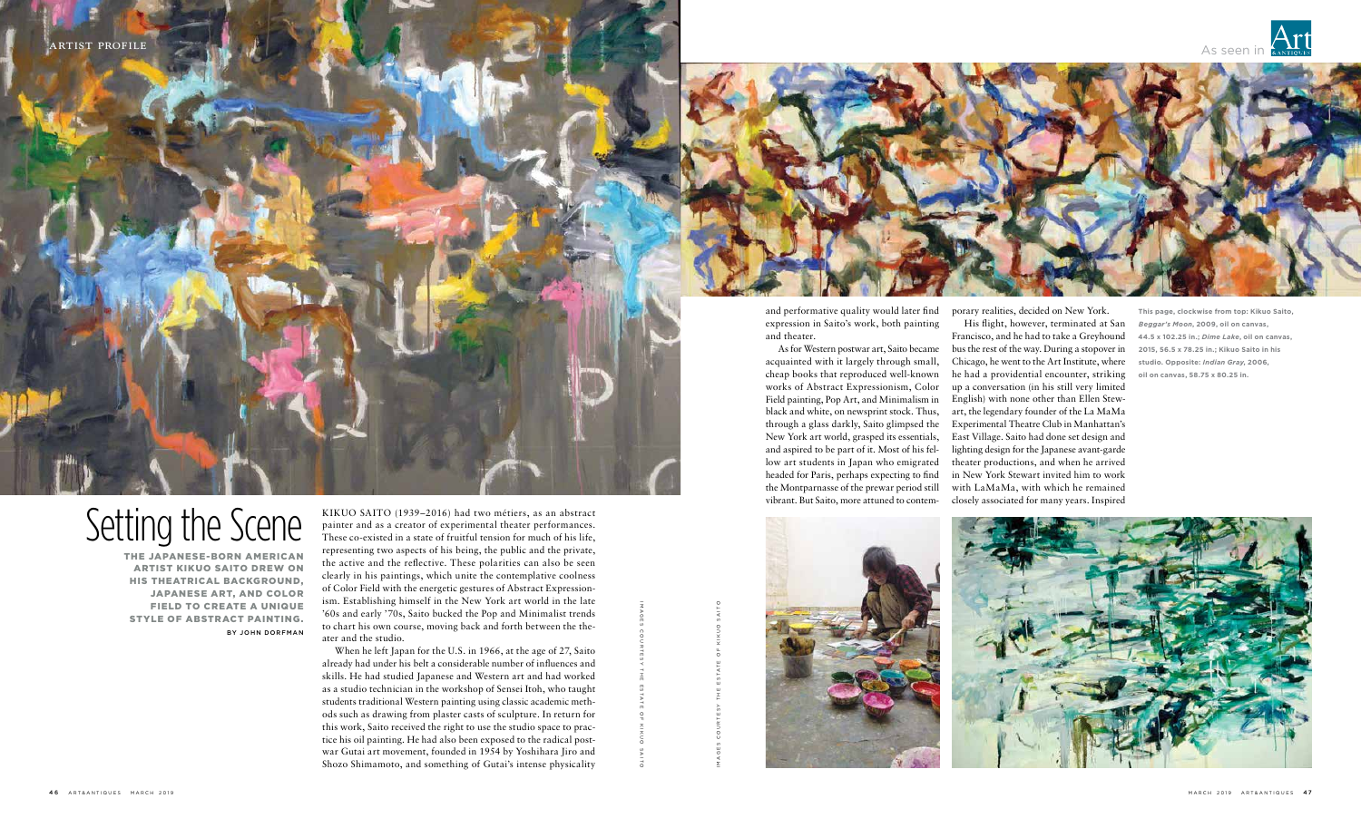# Setting the Scene

**THE JAPANESE-BORN AMERICAN ARTIST KIKUO SAITO DREW ON HIS THEATRICAL BACKGROUND, JAPANESE ART, AND COLOR FIELD TO CREATE A UNIQUE STYLE OF ABSTRACT PAINTING.**

BY JOHN DORFMAN

KIKUO SAITO (1939–2016) had two métiers, as an abstract painter and as a creator of experimental theater performances. These co-existed in a state of fruitful tension for much of his life, representing two aspects of his being, the public and the private, the active and the reflective. These polarities can also be seen clearly in his paintings, which unite the contemplative coolness of Color Field with the energetic gestures of Abstract Expressionism. Establishing himself in the New York art world in the late '60s and early '70s, Saito bucked the Pop and Minimalist trends to chart his own course, moving back and forth between the theater and the studio.

When he left Japan for the U.S. in 1966, at the age of 27, Saito already had under his belt a considerable number of influences and skills. He had studied Japanese and Western art and had worked as a studio technician in the workshop of Sensei Itoh, who taught students traditional Western painting using classic academic methods such as drawing from plaster casts of sculpture. In return for this work, Saito received the right to use the studio space to practice his oil painting. He had also been exposed to the radical postwar Gutai art movement, founded in 1954 by Yoshihara Jiro and Shozo Shimamoto, and something of Gutai's intense physicality and performative quality would later find expression in Saito's work, both painting and theater.

As for Western postwar art, Saito became acquainted with it largely through small, cheap books that reproduced well-known works of Abstract Expressionism, Color Field painting, Pop Art, and Minimalism in black and white, on newsprint stock. Thus, through a glass darkly, Saito glimpsed the New York art world, grasped its essentials, and aspired to be part of it. Most of his fellow art students in Japan who emigrated headed for Paris, perhaps expecting to find the Montparnasse of the prewar period still vibrant. But Saito, more attuned to contemporary realities, decided on New York.

His flight, however, terminated at San Francisco, and he had to take a Greyhound bus the rest of the way. During a stopover in Chicago, he went to the Art Institute, where he had a providential encounter, striking up a conversation (in his still very limited English) with none other than Ellen Stewart, the legendary founder of the La MaMa Experimental Theatre Club in Manhattan's East Village. Saito had done set design and lighting design for the Japanese avant-garde theater productions, and when he arrived in New York Stewart invited him to work with LaMaMa, with which he remained closely associated for many years. Inspired

This page, clockwise from top: Kikuo Saito, *Beggar's Moon*, 2009, oil on canvas, 44.5 x 102.25 in.; *Dime Lake*, oil on canvas, 2015, 56.5 x 78.25 in.; Kikuo Saito in his studio. Opposite: *Indian Gray*, 2006, oil on canvas, 58.75 x 80.25 in.

IMAGES COURTESY THE ESTATE OF KIKUO SAITO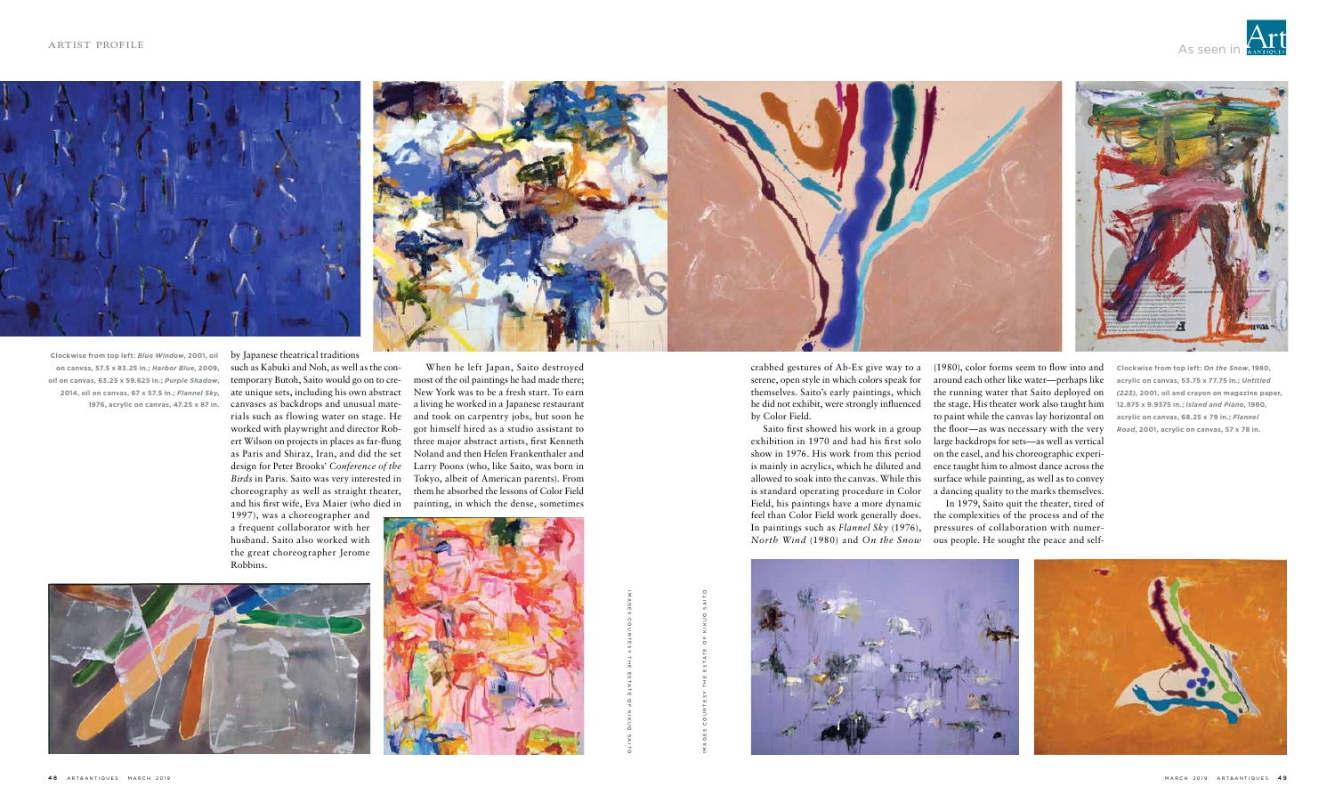**Clockwise from top left:** ***Blue Window*****, 2001, oil on canvas, 57.5 x 83.25 in.;** ***Harbor Blue*****, 2009, oil on canvas, 63.25 x 59.625 in.;** ***Purple Shadow*****, 2014, oil on canvas, 67 x 57.5 in.;** ***Flannel Sky*****, 1976, acrylic on canvas, 47.25 x 87 in.**

by Japanese theatrical traditions such as Kabuki and Noh, as well as the contemporary Butoh, Saito would go on to create unique sets, including his own abstract canvases as backdrops and unusual materials such as flowing water on stage. He worked with playwright and director Robert Wilson on projects in places as far-flung as Paris and Shiraz, Iran, and did the set design for Peter Brooks' *Conference of the Birds* in Paris. Saito was very interested in choreography as well as straight theater, and his first wife, Eva Maier (who died in 1997), was a choreographer and a frequent collaborator with her husband. Saito also worked with the great choreographer Jerome Robbins.

When he left Japan, Saito destroyed most of the oil paintings he had made there; New York was to be a fresh start. To earn a living he worked in a Japanese restaurant and took on carpentry jobs, but soon he got himself hired as a studio assistant to three major abstract artists, first Kenneth Noland and then Helen Frankenthaler and Larry Poons (who, like Saito, was born in Tokyo, albeit of American parents). From them he absorbed the lessons of Color Field painting, in which the dense, sometimes crabbed gestures of Ab-Ex give way to a serene, open style in which colors speak for themselves. Saito's early paintings, which he did not exhibit, were strongly influenced by Color Field.

Saito first showed his work in a group exhibition in 1970 and had his first solo show in 1976. His work from this period is mainly in acrylics, which he diluted and allowed to soak into the canvas. While this is standard operating procedure in Color Field, his paintings have a more dynamic feel than Color Field work generally does. In paintings such as *Flannel Sky* (1976), *North Wind* (1980) and *On the Snow* (1980), color forms seem to flow into and around each other like water—perhaps like the running water that Saito deployed on the stage. His theater work also taught him to paint while the canvas lay horizontal on the floor—as was necessary with the very large backdrops for sets—as well as vertical on the easel, and his choreographic experience taught him to almost dance across the surface while painting, as well as to convey a dancing quality to the marks themselves.

In 1979, Saito quit the theater, tired of the complexities of the process and of the pressures of collaboration with numerous people. He sought the peace and self-

IMAGES COURTESY THE ESTATE OF KIKUO SAITO

**Clockwise from top left:** ***On the Snow*****, 1980, acrylic on canvas, 53.75 x 77.75 in.;** ***Untitled (223)*****, 2001, oil and crayon on magazine paper, 12.875 x 9.9375 in.;** ***Island and Piano*****, 1980, acrylic on canvas, 68.25 x 79 in.;** ***Flannel Road*****, 2001, acrylic on canvas, 57 x 78 in.**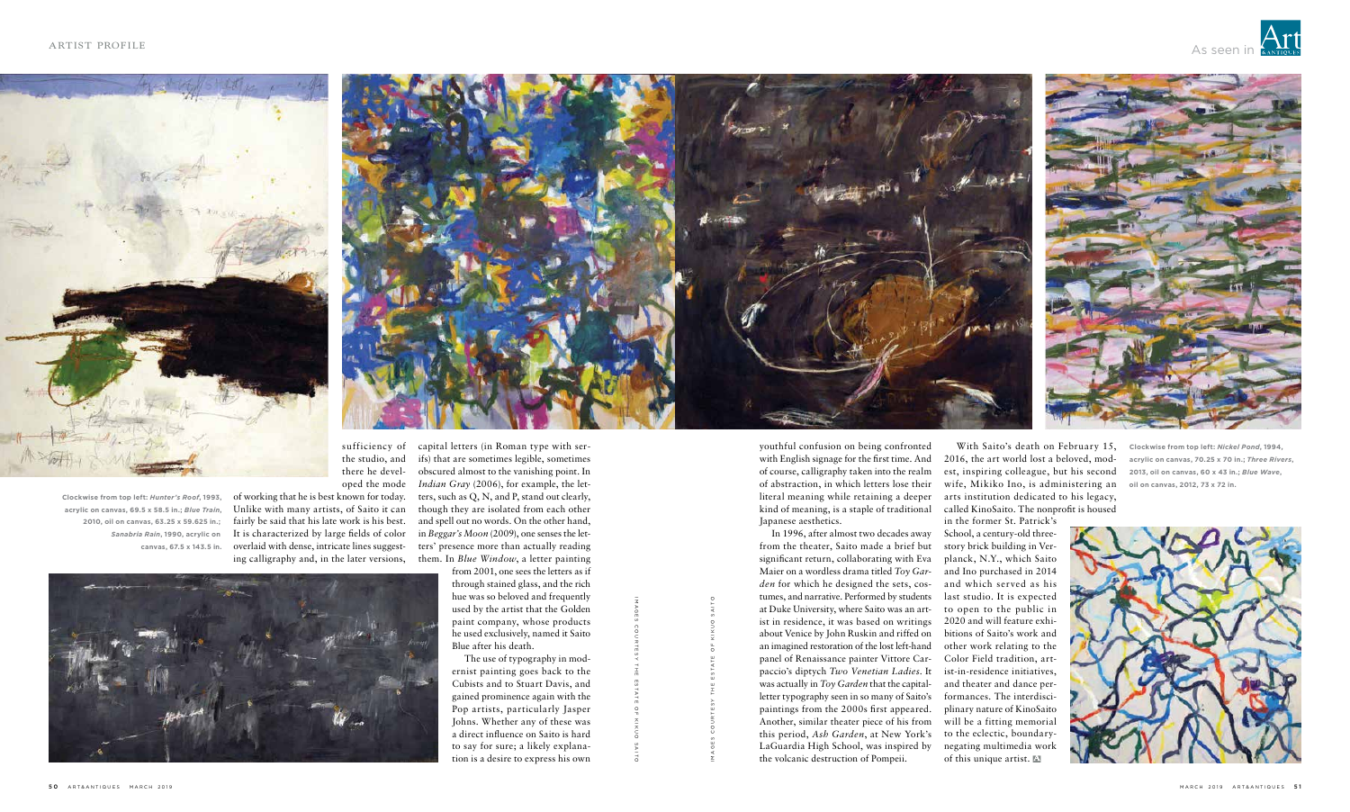sufficiency of the studio, and there he developed the mode of working that he is best known for today. Unlike with many artists, of Saito it can fairly be said that his late work is his best. It is characterized by large fields of color overlaid with dense, intricate lines suggesting calligraphy and, in the later versions, capital letters (in Roman type with serifs) that are sometimes legible, sometimes obscured almost to the vanishing point. In *Indian Gray* (2006), for example, the letters, such as Q, N, and P, stand out clearly, though they are isolated from each other and spell out no words. On the other hand, in *Beggar's Moon* (2009), one senses the letters' presence more than actually reading them. In *Blue Window*, a letter painting from 2001, one sees the letters as if through stained glass, and the rich hue was so beloved and frequently used by the artist that the Golden paint company, whose products he used exclusively, named it Saito Blue after his death.

The use of typography in modernist painting goes back to the Cubists and to Stuart Davis, and gained prominence again with the Pop artists, particularly Jasper Johns. Whether any of these was a direct influence on Saito is hard to say for sure; a likely explanation is a desire to express his own youthful confusion on being confronted with English signage for the first time. And of course, calligraphy taken into the realm of abstraction, in which letters lose their literal meaning while retaining a deeper kind of meaning, is a staple of traditional Japanese aesthetics.

In 1996, after almost two decades away from the theater, Saito made a brief but significant return, collaborating with Eva Maier on a wordless drama titled *Toy Garden* for which he designed the sets, costumes, and narrative. Performed by students at Duke University, where Saito was an artist in residence, it was based on writings about Venice by John Ruskin and riffed on an imagined restoration of the lost left-hand panel of Renaissance painter Vittore Carpaccio's diptych *Two Venetian Ladies*. It was actually in *Toy Garden* that the capital-letter typography seen in so many of Saito's paintings from the 2000s first appeared. Another, similar theater piece of his from this period, *Ash Garden*, at New York's LaGuardia High School, was inspired by the volcanic destruction of Pompeii.

With Saito's death on February 15, 2016, the art world lost a beloved, modest, inspiring colleague, but his second wife, Mikiko Ino, is administering an arts institution dedicated to his legacy, called KinoSaito. The nonprofit is housed in the former St. Patrick's School, a century-old three-story brick building in Verplanck, N.Y., which Saito and Ino purchased in 2014 and which served as his last studio. It is expected to open to the public in 2020 and will feature exhibitions of Saito's work and other work relating to the Color Field tradition, artist-in-residence initiatives, and theater and dance performances. The interdisciplinary nature of KinoSaito will be a fitting memorial to the eclectic, boundary-negating multimedia work of this unique artist.

**Clockwise from top left: *Hunter's Roof*, 1993, acrylic on canvas, 69.5 x 58.5 in.; *Blue Train*, 2010, oil on canvas, 63.25 x 59.625 in.; *Sanabria Rain*, 1990, acrylic on canvas, 67.5 x 143.5 in.**

**Clockwise from top left: *Nickel Pond*, 1994, acrylic on canvas, 70.25 x 70 in.; *Three Rivers*, 2013, oil on canvas, 60 x 43 in.; *Blue Wave*, oil on canvas, 2012, 73 x 72 in.**

IMAGES COURTESY THE ESTATE OF KIKUO SAITO